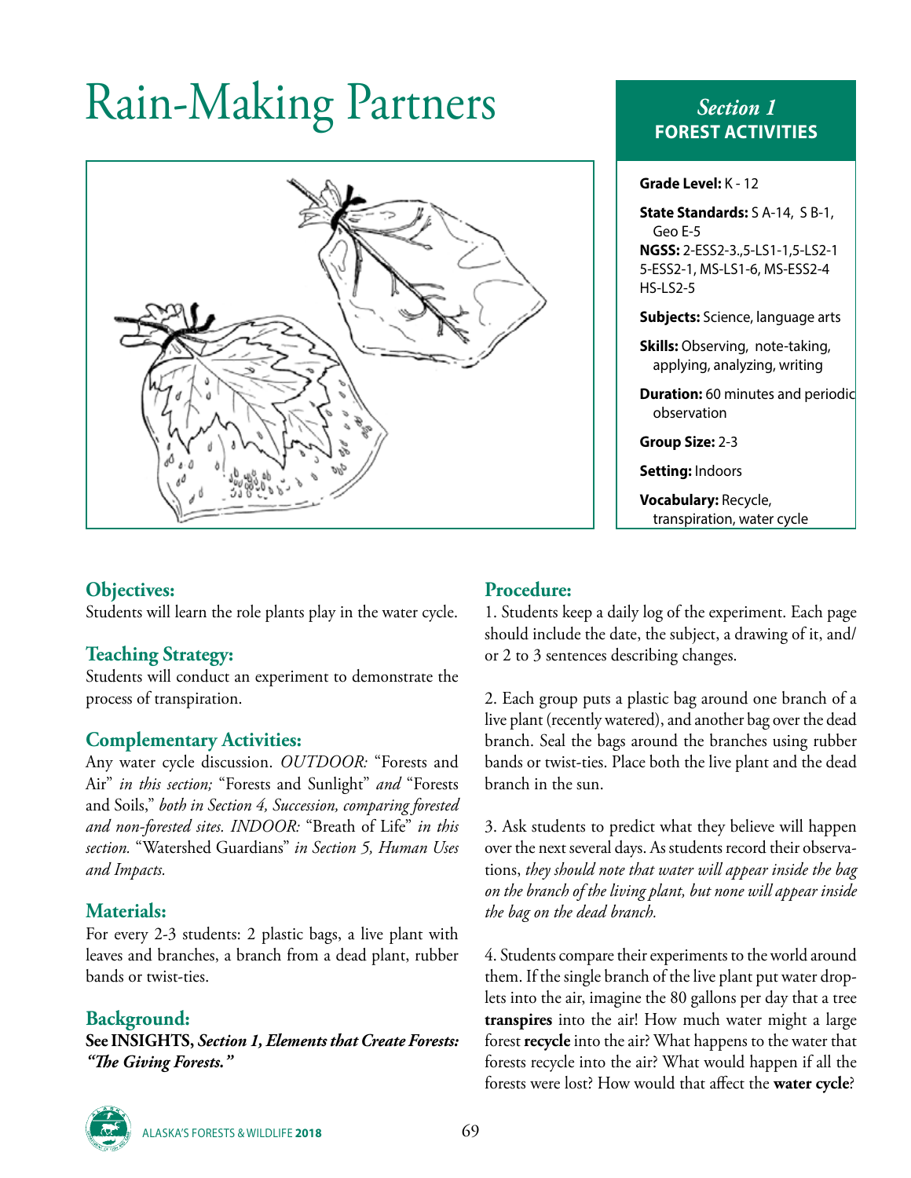# Rain-Making Partners

## Section 1
**FOREST ACTIVITIES**

**Grade Level:** K - 12

**State Standards:** S A-14, S B-1, Geo E-5

**NGSS:** 2-ESS2-3.,5-LS1-1,5-LS2-1 5-ESS2-1, MS-LS1-6, MS-ESS2-4 HS-LS2-5

**Subjects:** Science, language arts

**Skills:** Observing, note-taking, applying, analyzing, writing

**Duration:** 60 minutes and periodic observation

**Group Size:** 2-3

**Setting:** Indoors

**Vocabulary:** Recycle, transpiration, water cycle

## Objectives:

Students will learn the role plants play in the water cycle.

## Teaching Strategy:

Students will conduct an experiment to demonstrate the process of transpiration.

## Complementary Activities:

Any water cycle discussion. *OUTDOOR:* "Forests and Air" *in this section;* "Forests and Sunlight" *and* "Forests and Soils," *both in Section 4, Succession, comparing forested and non-forested sites. INDOOR:* "Breath of Life" *in this section.* "Watershed Guardians" *in Section 5, Human Uses and Impacts.*

## Materials:

For every 2-3 students: 2 plastic bags, a live plant with leaves and branches, a branch from a dead plant, rubber bands or twist-ties.

## Background:

**See INSIGHTS, *Section 1, Elements that Create Forests: "The Giving Forests."***

## Procedure:

1. Students keep a daily log of the experiment. Each page should include the date, the subject, a drawing of it, and/or 2 to 3 sentences describing changes.

2. Each group puts a plastic bag around one branch of a live plant (recently watered), and another bag over the dead branch. Seal the bags around the branches using rubber bands or twist-ties. Place both the live plant and the dead branch in the sun.

3. Ask students to predict what they believe will happen over the next several days. As students record their observations, *they should note that water will appear inside the bag on the branch of the living plant, but none will appear inside the bag on the dead branch.*

4. Students compare their experiments to the world around them. If the single branch of the live plant put water droplets into the air, imagine the 80 gallons per day that a tree **transpires** into the air! How much water might a large forest **recycle** into the air? What happens to the water that forests recycle into the air? What would happen if all the forests were lost? How would that affect the **water cycle**?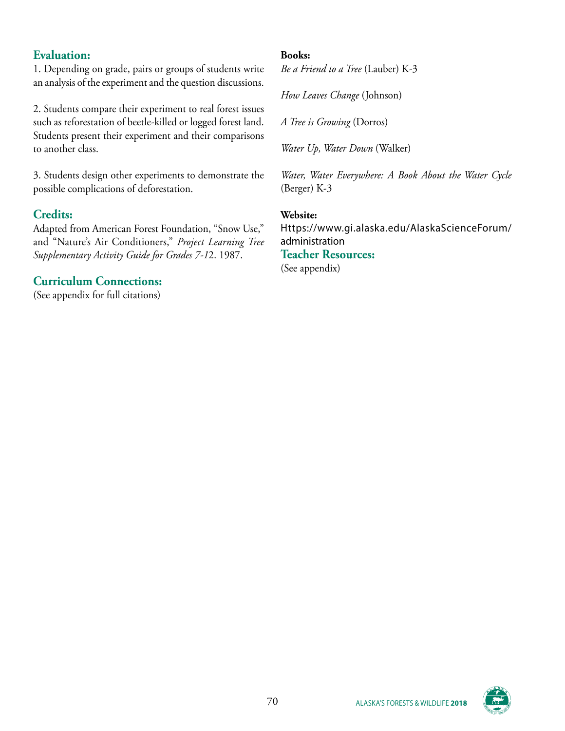## Evaluation:

1. Depending on grade, pairs or groups of students write an analysis of the experiment and the question discussions.

2. Students compare their experiment to real forest issues such as reforestation of beetle-killed or logged forest land. Students present their experiment and their comparisons to another class.

3. Students design other experiments to demonstrate the possible complications of deforestation.

## Credits:

Adapted from American Forest Foundation, "Snow Use," and "Nature's Air Conditioners," *Project Learning Tree Supplementary Activity Guide for Grades 7-12*. 1987.

## Curriculum Connections:

(See appendix for full citations)

**Books:**

*Be a Friend to a Tree* (Lauber) K-3

*How Leaves Change* (Johnson)

*A Tree is Growing* (Dorros)

*Water Up, Water Down* (Walker)

*Water, Water Everywhere: A Book About the Water Cycle* (Berger) K-3

**Website:**

Https://www.gi.alaska.edu/AlaskaScienceForum/administration

## Teacher Resources:

(See appendix)